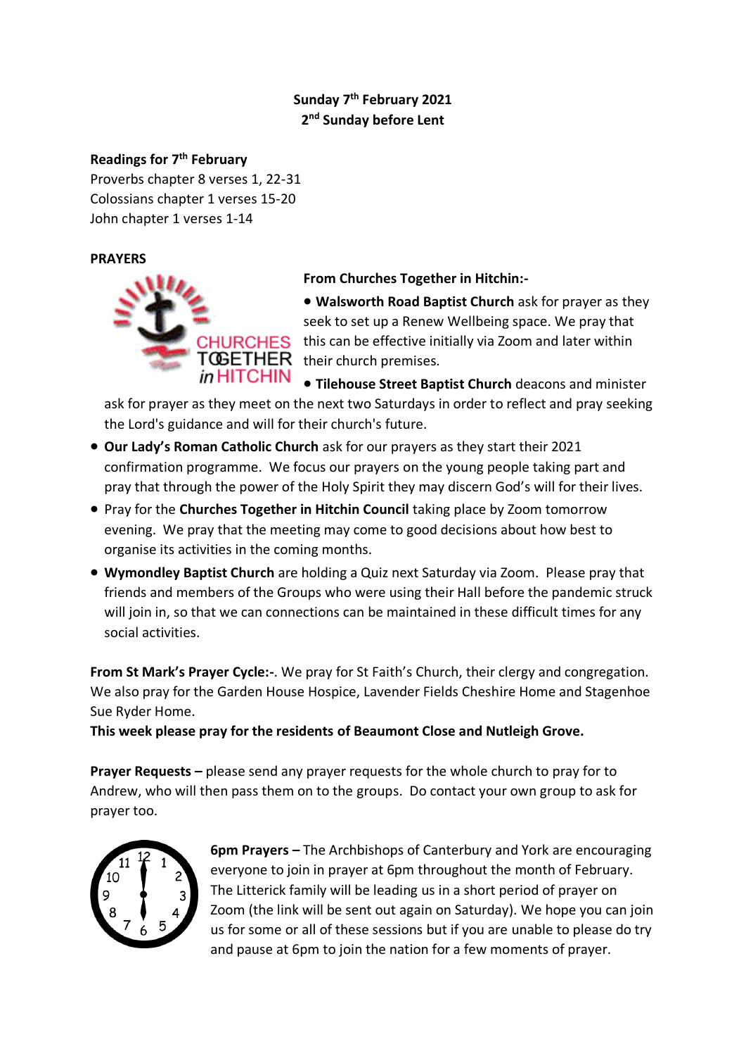**Sunday 7th February 2021**
**2nd Sunday before Lent**

**Readings for 7th February**

Proverbs chapter 8 verses 1, 22-31
Colossians chapter 1 verses 15-20
John chapter 1 verses 1-14

**PRAYERS**

**From Churches Together in Hitchin:-**

- **Walsworth Road Baptist Church** ask for prayer as they seek to set up a Renew Wellbeing space. We pray that this can be effective initially via Zoom and later within their church premises.
- **Tilehouse Street Baptist Church** deacons and minister ask for prayer as they meet on the next two Saturdays in order to reflect and pray seeking the Lord's guidance and will for their church's future.
- **Our Lady's Roman Catholic Church** ask for our prayers as they start their 2021 confirmation programme. We focus our prayers on the young people taking part and pray that through the power of the Holy Spirit they may discern God's will for their lives.
- Pray for the **Churches Together in Hitchin Council** taking place by Zoom tomorrow evening. We pray that the meeting may come to good decisions about how best to organise its activities in the coming months.
- **Wymondley Baptist Church** are holding a Quiz next Saturday via Zoom. Please pray that friends and members of the Groups who were using their Hall before the pandemic struck will join in, so that we can connections can be maintained in these difficult times for any social activities.

**From St Mark's Prayer Cycle:-**. We pray for St Faith's Church, their clergy and congregation. We also pray for the Garden House Hospice, Lavender Fields Cheshire Home and Stagenhoe Sue Ryder Home.

**This week please pray for the residents of Beaumont Close and Nutleigh Grove.**

**Prayer Requests –** please send any prayer requests for the whole church to pray for to Andrew, who will then pass them on to the groups. Do contact your own group to ask for prayer too.

**6pm Prayers –** The Archbishops of Canterbury and York are encouraging everyone to join in prayer at 6pm throughout the month of February. The Litterick family will be leading us in a short period of prayer on Zoom (the link will be sent out again on Saturday). We hope you can join us for some or all of these sessions but if you are unable to please do try and pause at 6pm to join the nation for a few moments of prayer.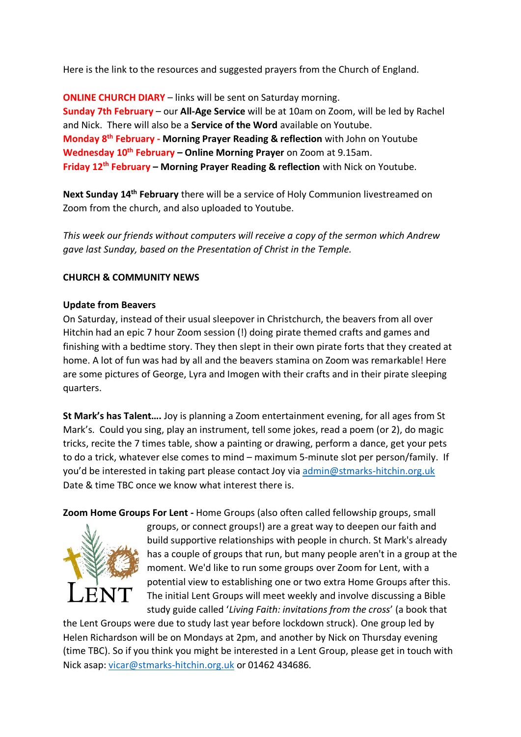Here is the link to the resources and suggested prayers from the Church of England.

**ONLINE CHURCH DIARY** – links will be sent on Saturday morning.
**Sunday 7th February** – our **All-Age Service** will be at 10am on Zoom, will be led by Rachel and Nick. There will also be a **Service of the Word** available on Youtube.
**Monday 8th February - Morning Prayer Reading & reflection** with John on Youtube
**Wednesday 10th February – Online Morning Prayer** on Zoom at 9.15am.
**Friday 12th February – Morning Prayer Reading & reflection** with Nick on Youtube.

**Next Sunday 14th February** there will be a service of Holy Communion livestreamed on Zoom from the church, and also uploaded to Youtube.

*This week our friends without computers will receive a copy of the sermon which Andrew gave last Sunday, based on the Presentation of Christ in the Temple.*

**CHURCH & COMMUNITY NEWS**

**Update from Beavers**
On Saturday, instead of their usual sleepover in Christchurch, the beavers from all over Hitchin had an epic 7 hour Zoom session (!) doing pirate themed crafts and games and finishing with a bedtime story. They then slept in their own pirate forts that they created at home. A lot of fun was had by all and the beavers stamina on Zoom was remarkable! Here are some pictures of George, Lyra and Imogen with their crafts and in their pirate sleeping quarters.

**St Mark's has Talent….** Joy is planning a Zoom entertainment evening, for all ages from St Mark's. Could you sing, play an instrument, tell some jokes, read a poem (or 2), do magic tricks, recite the 7 times table, show a painting or drawing, perform a dance, get your pets to do a trick, whatever else comes to mind – maximum 5-minute slot per person/family. If you'd be interested in taking part please contact Joy via admin@stmarks-hitchin.org.uk Date & time TBC once we know what interest there is.

**Zoom Home Groups For Lent -** Home Groups (also often called fellowship groups, small groups, or connect groups!) are a great way to deepen our faith and build supportive relationships with people in church. St Mark's already has a couple of groups that run, but many people aren't in a group at the moment. We'd like to run some groups over Zoom for Lent, with a potential view to establishing one or two extra Home Groups after this. The initial Lent Groups will meet weekly and involve discussing a Bible study guide called '*Living Faith: invitations from the cross*' (a book that the Lent Groups were due to study last year before lockdown struck). One group led by Helen Richardson will be on Mondays at 2pm, and another by Nick on Thursday evening (time TBC). So if you think you might be interested in a Lent Group, please get in touch with Nick asap: vicar@stmarks-hitchin.org.uk or 01462 434686.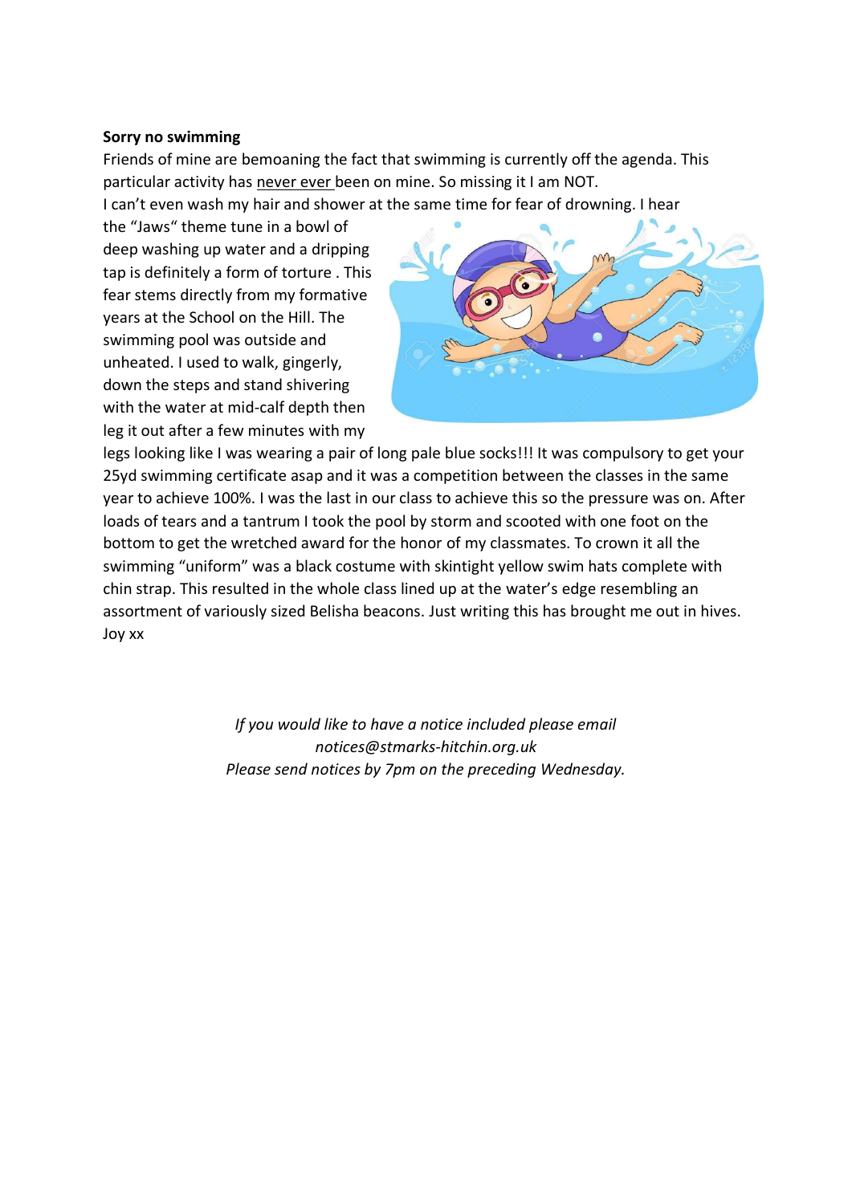**Sorry no swimming**

Friends of mine are bemoaning the fact that swimming is currently off the agenda. This particular activity has never ever been on mine. So missing it I am NOT.

I can't even wash my hair and shower at the same time for fear of drowning. I hear the "Jaws" theme tune in a bowl of deep washing up water and a dripping tap is definitely a form of torture . This fear stems directly from my formative years at the School on the Hill. The swimming pool was outside and unheated. I used to walk, gingerly, down the steps and stand shivering with the water at mid-calf depth then leg it out after a few minutes with my legs looking like I was wearing a pair of long pale blue socks!!! It was compulsory to get your 25yd swimming certificate asap and it was a competition between the classes in the same year to achieve 100%. I was the last in our class to achieve this so the pressure was on. After loads of tears and a tantrum I took the pool by storm and scooted with one foot on the bottom to get the wretched award for the honor of my classmates. To crown it all the swimming "uniform" was a black costume with skintight yellow swim hats complete with chin strap. This resulted in the whole class lined up at the water's edge resembling an assortment of variously sized Belisha beacons. Just writing this has brought me out in hives.

Joy xx

*If you would like to have a notice included please email notices@stmarks-hitchin.org.uk*
*Please send notices by 7pm on the preceding Wednesday.*